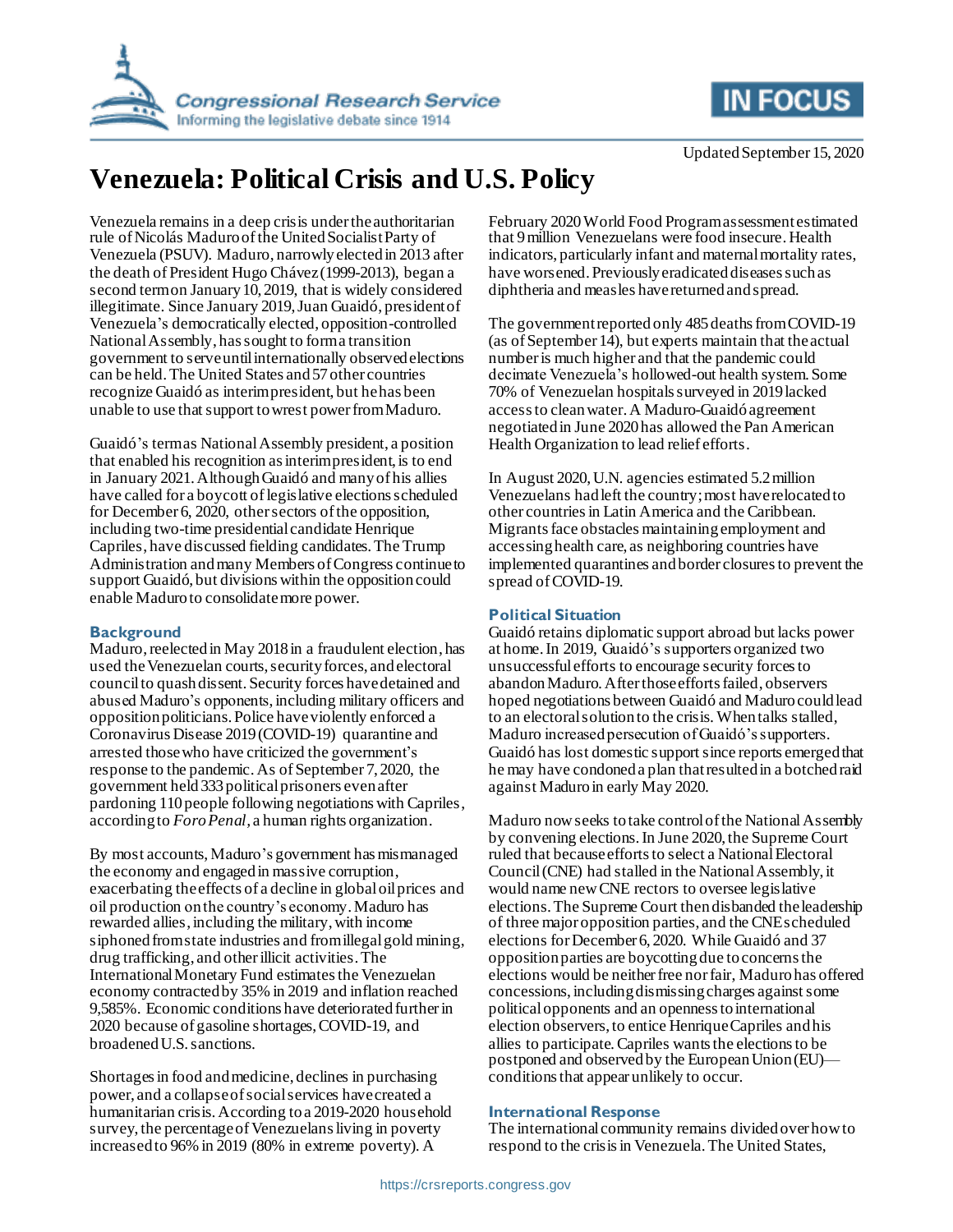Updated September 15, 2020

# Venezuela: Political Crisis and U.S. Policy

Venezuela remains in a deep crisis under the authoritarian rule of Nicolás Maduro of the United Socialist Party of Venezuela (PSUV). Maduro, narrowly elected in 2013 after the death of President Hugo Chávez (1999-2013), began a second term on January 10, 2019, that is widely considered illegitimate. Since January 2019, Juan Guaidó, president of Venezuela's democratically elected, opposition-controlled National Assembly, has sought to form a transition government to serve until internationally observed elections can be held. The United States and 57 other countries recognize Guaidó as interim president, but he has been unable to use that support to wrest power from Maduro.

Guaidó's term as National Assembly president, a position that enabled his recognition as interim president, is to end in January 2021. Although Guaidó and many of his allies have called for a boycott of legislative elections scheduled for December 6, 2020, other sectors of the opposition, including two-time presidential candidate Henrique Capriles, have discussed fielding candidates. The Trump Administration and many Members of Congress continue to support Guaidó, but divisions within the opposition could enable Maduro to consolidate more power.

## Background

Maduro, reelected in May 2018 in a fraudulent election, has used the Venezuelan courts, security forces, and electoral council to quash dissent. Security forces have detained and abused Maduro's opponents, including military officers and opposition politicians. Police have violently enforced a Coronavirus Disease 2019 (COVID-19) quarantine and arrested those who have criticized the government's response to the pandemic. As of September 7, 2020, the government held 333 political prisoners even after pardoning 110 people following negotiations with Capriles, according to *Foro Penal*, a human rights organization.

By most accounts, Maduro's government has mismanaged the economy and engaged in massive corruption, exacerbating the effects of a decline in global oil prices and oil production on the country's economy. Maduro has rewarded allies, including the military, with income siphoned from state industries and from illegal gold mining, drug trafficking, and other illicit activities. The International Monetary Fund estimates the Venezuelan economy contracted by 35% in 2019 and inflation reached 9,585%. Economic conditions have deteriorated further in 2020 because of gasoline shortages, COVID-19, and broadened U.S. sanctions.

Shortages in food and medicine, declines in purchasing power, and a collapse of social services have created a humanitarian crisis. According to a 2019-2020 household survey, the percentage of Venezuelans living in poverty increased to 96% in 2019 (80% in extreme poverty). A February 2020 World Food Program assessment estimated that 9 million Venezuelans were food insecure. Health indicators, particularly infant and maternal mortality rates, have worsened. Previously eradicated diseases such as diphtheria and measles have returned and spread.

The government reported only 485 deaths from COVID-19 (as of September 14), but experts maintain that the actual number is much higher and that the pandemic could decimate Venezuela's hollowed-out health system. Some 70% of Venezuelan hospitals surveyed in 2019 lacked access to clean water. A Maduro-Guaidó agreement negotiated in June 2020 has allowed the Pan American Health Organization to lead relief efforts.

In August 2020, U.N. agencies estimated 5.2 million Venezuelans had left the country; most have relocated to other countries in Latin America and the Caribbean. Migrants face obstacles maintaining employment and accessing health care, as neighboring countries have implemented quarantines and border closures to prevent the spread of COVID-19.

## Political Situation

Guaidó retains diplomatic support abroad but lacks power at home. In 2019, Guaidó's supporters organized two unsuccessful efforts to encourage security forces to abandon Maduro. After those efforts failed, observers hoped negotiations between Guaidó and Maduro could lead to an electoral solution to the crisis. When talks stalled, Maduro increased persecution of Guaidó's supporters. Guaidó has lost domestic support since reports emerged that he may have condoned a plan that resulted in a botched raid against Maduro in early May 2020.

Maduro now seeks to take control of the National Assembly by convening elections. In June 2020, the Supreme Court ruled that because efforts to select a National Electoral Council (CNE) had stalled in the National Assembly, it would name new CNE rectors to oversee legislative elections. The Supreme Court then disbanded the leadership of three major opposition parties, and the CNE scheduled elections for December 6, 2020. While Guaidó and 37 opposition parties are boycotting due to concerns the elections would be neither free nor fair, Maduro has offered concessions, including dismissing charges against some political opponents and an openness to international election observers, to entice Henrique Capriles and his allies to participate. Capriles wants the elections to be postponed and observed by the European Union (EU)—conditions that appear unlikely to occur.

## International Response

The international community remains divided over how to respond to the crisis in Venezuela. The United States,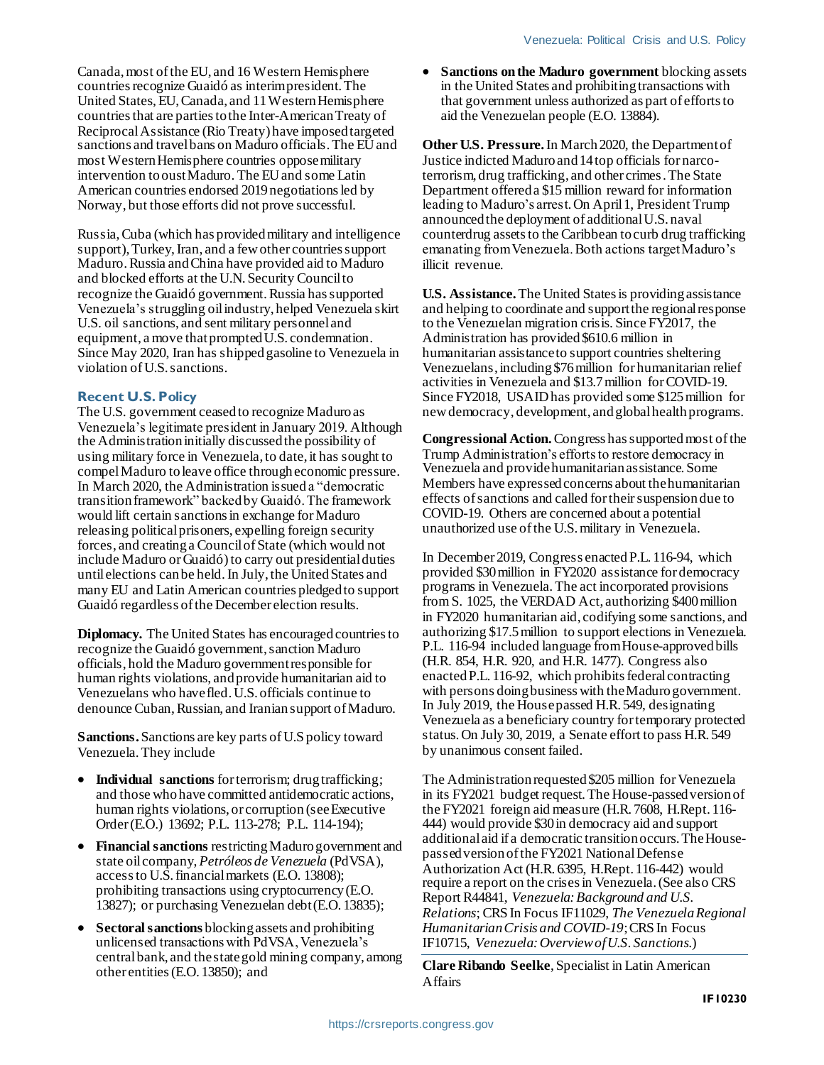Canada, most of the EU, and 16 Western Hemisphere countries recognize Guaidó as interim president. The United States, EU, Canada, and 11 Western Hemisphere countries that are parties to the Inter-American Treaty of Reciprocal Assistance (Rio Treaty) have imposed targeted sanctions and travel bans on Maduro officials. The EU and most Western Hemisphere countries oppose military intervention to oust Maduro. The EU and some Latin American countries endorsed 2019 negotiations led by Norway, but those efforts did not prove successful.

Russia, Cuba (which has provided military and intelligence support), Turkey, Iran, and a few other countries support Maduro. Russia and China have provided aid to Maduro and blocked efforts at the U.N. Security Council to recognize the Guaidó government. Russia has supported Venezuela's struggling oil industry, helped Venezuela skirt U.S. oil sanctions, and sent military personnel and equipment, a move that prompted U.S. condemnation. Since May 2020, Iran has shipped gasoline to Venezuela in violation of U.S. sanctions.

## Recent U.S. Policy

The U.S. government ceased to recognize Maduro as Venezuela's legitimate president in January 2019. Although the Administration initially discussed the possibility of using military force in Venezuela, to date, it has sought to compel Maduro to leave office through economic pressure. In March 2020, the Administration issued a "democratic transition framework" backed by Guaidó. The framework would lift certain sanctions in exchange for Maduro releasing political prisoners, expelling foreign security forces, and creating a Council of State (which would not include Maduro or Guaidó) to carry out presidential duties until elections can be held. In July, the United States and many EU and Latin American countries pledged to support Guaidó regardless of the December election results.

**Diplomacy.** The United States has encouraged countries to recognize the Guaidó government, sanction Maduro officials, hold the Maduro government responsible for human rights violations, and provide humanitarian aid to Venezuelans who have fled. U.S. officials continue to denounce Cuban, Russian, and Iranian support of Maduro.

**Sanctions.** Sanctions are key parts of U.S policy toward Venezuela. They include

- **Individual sanctions** for terrorism; drug trafficking; and those who have committed antidemocratic actions, human rights violations, or corruption (see Executive Order (E.O.) 13692; P.L. 113-278; P.L. 114-194);
- **Financial sanctions** restricting Maduro government and state oil company, *Petróleos de Venezuela* (PdVSA), access to U.S. financial markets (E.O. 13808); prohibiting transactions using cryptocurrency (E.O. 13827); or purchasing Venezuelan debt (E.O. 13835);
- **Sectoral sanctions** blocking assets and prohibiting unlicensed transactions with PdVSA, Venezuela's central bank, and the state gold mining company, among other entities (E.O. 13850); and
- **Sanctions on the Maduro government** blocking assets in the United States and prohibiting transactions with that government unless authorized as part of efforts to aid the Venezuelan people (E.O. 13884).

**Other U.S. Pressure.** In March 2020, the Department of Justice indicted Maduro and 14 top officials for narco-terrorism, drug trafficking, and other crimes. The State Department offered a $15 million reward for information leading to Maduro's arrest. On April 1, President Trump announced the deployment of additional U.S. naval counterdrug assets to the Caribbean to curb drug trafficking emanating from Venezuela. Both actions target Maduro's illicit revenue.

**U.S. Assistance.** The United States is providing assistance and helping to coordinate and support the regional response to the Venezuelan migration crisis. Since FY2017, the Administration has provided $610.6 million in humanitarian assistance to support countries sheltering Venezuelans, including $76 million for humanitarian relief activities in Venezuela and $13.7 million for COVID-19. Since FY2018, USAID has provided some $125 million for new democracy, development, and global health programs.

**Congressional Action.** Congress has supported most of the Trump Administration's efforts to restore democracy in Venezuela and provide humanitarian assistance. Some Members have expressed concerns about the humanitarian effects of sanctions and called for their suspension due to COVID-19. Others are concerned about a potential unauthorized use of the U.S. military in Venezuela.

In December 2019, Congress enacted P.L. 116-94, which provided $30 million in FY2020 assistance for democracy programs in Venezuela. The act incorporated provisions from S. 1025, the VERDAD Act, authorizing $400 million in FY2020 humanitarian aid, codifying some sanctions, and authorizing $17.5 million to support elections in Venezuela. P.L. 116-94 included language from House-approved bills (H.R. 854, H.R. 920, and H.R. 1477). Congress also enacted P.L. 116-92, which prohibits federal contracting with persons doing business with the Maduro government. In July 2019, the House passed H.R. 549, designating Venezuela as a beneficiary country for temporary protected status. On July 30, 2019, a Senate effort to pass H.R. 549 by unanimous consent failed.

The Administration requested $205 million for Venezuela in its FY2021 budget request. The House-passed version of the FY2021 foreign aid measure (H.R. 7608, H.Rept. 116-444) would provide $30 in democracy aid and support additional aid if a democratic transition occurs. The House-passed version of the FY2021 National Defense Authorization Act (H.R. 6395, H.Rept. 116-442) would require a report on the crises in Venezuela. (See also CRS Report R44841, *Venezuela: Background and U.S. Relations*; CRS In Focus IF11029, *The Venezuela Regional Humanitarian Crisis and COVID-19*; CRS In Focus IF10715, *Venezuela: Overview of U.S. Sanctions*.)

---

**Clare Ribando Seelke**, Specialist in Latin American Affairs

IF10230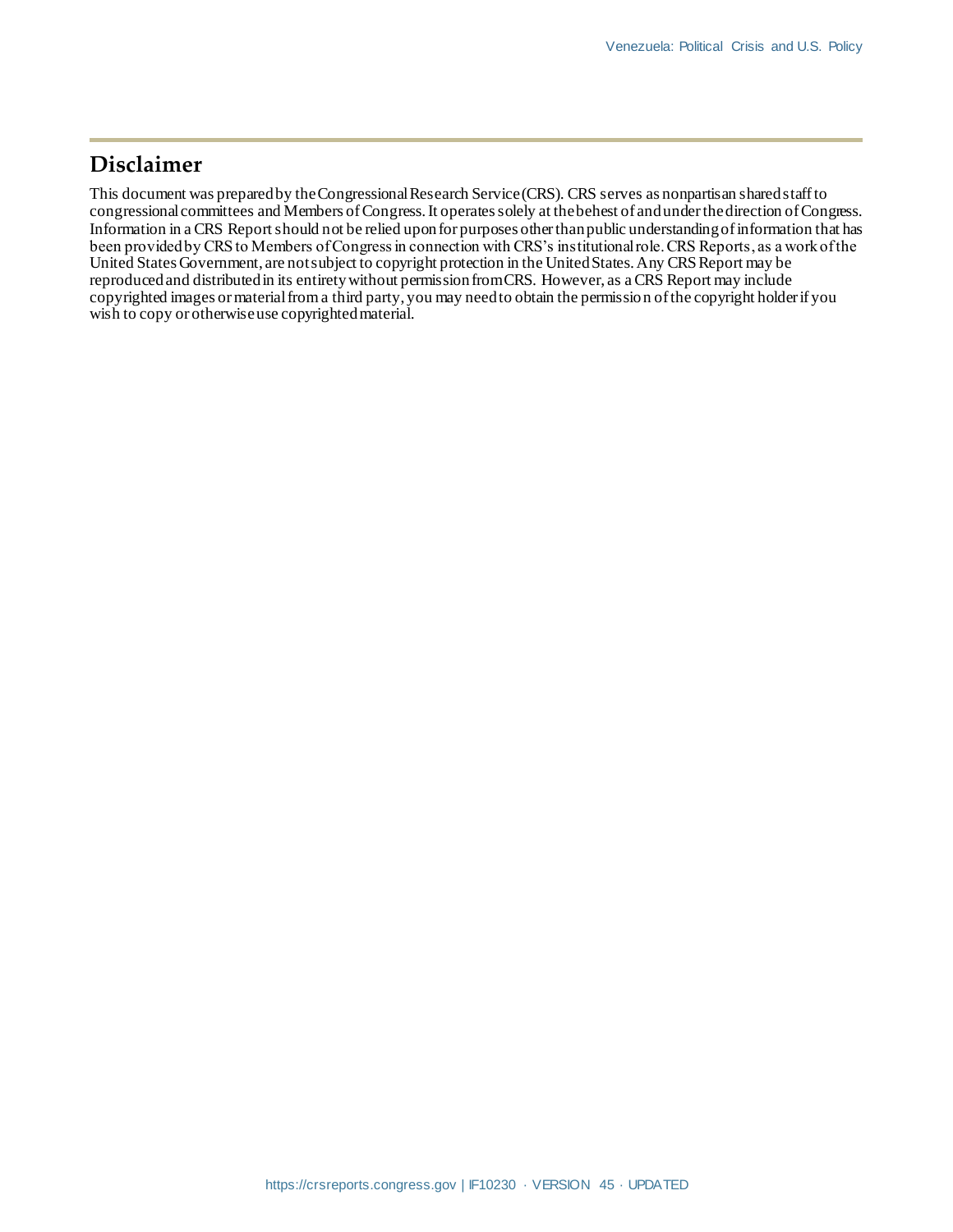## Disclaimer

This document was prepared by the Congressional Research Service (CRS). CRS serves as nonpartisan shared staff to congressional committees and Members of Congress. It operates solely at the behest of and under the direction of Congress. Information in a CRS Report should not be relied upon for purposes other than public understanding of information that has been provided by CRS to Members of Congress in connection with CRS's institutional role. CRS Reports, as a work of the United States Government, are not subject to copyright protection in the United States. Any CRS Report may be reproduced and distributed in its entirety without permission from CRS. However, as a CRS Report may include copyrighted images or material from a third party, you may need to obtain the permission of the copyright holder if you wish to copy or otherwise use copyrighted material.